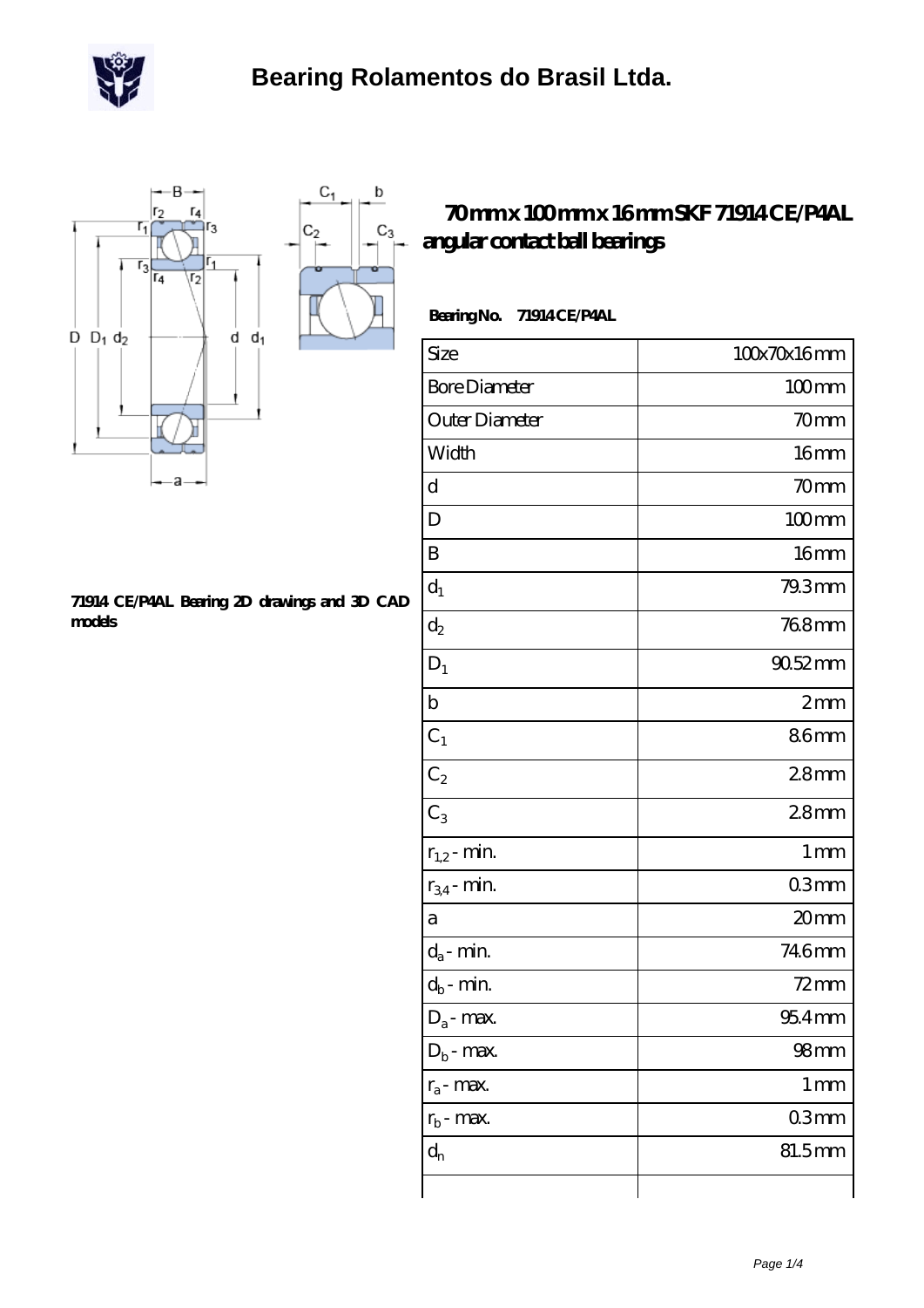# Bearing Rolamentos do Brasil Ltda.

71914 CE/P4AL Bearing 2D drawings and 3D CAD models

## 70 mm x 100 mm x 16 mm SKF 71914 CE/P4AL angular contact ball bearings

**Bearing No.** 71914 CE/P4AL

| Size | 100x70x16 mm |
|---|---|
| Bore Diameter | 100 mm |
| Outer Diameter | 70 mm |
| Width | 16 mm |
| d | 70 mm |
| D | 100 mm |
| B | 16 mm |
| $d_1$ | 79.3 mm |
| $d_2$ | 76.8 mm |
| $D_1$ | 90.52 mm |
| b | 2 mm |
| $C_1$ | 8.6 mm |
| $C_2$ | 2.8 mm |
| $C_3$ | 2.8 mm |
| $r_{1,2}$ - min. | 1 mm |
| $r_{3,4}$ - min. | 0.3 mm |
| a | 20 mm |
| $d_a$ - min. | 74.6 mm |
| $d_b$ - min. | 72 mm |
| $D_a$ - max. | 95.4 mm |
| $D_b$ - max. | 98 mm |
| $r_a$ - max. | 1 mm |
| $r_b$ - max. | 0.3 mm |
| $d_n$ | 81.5 mm |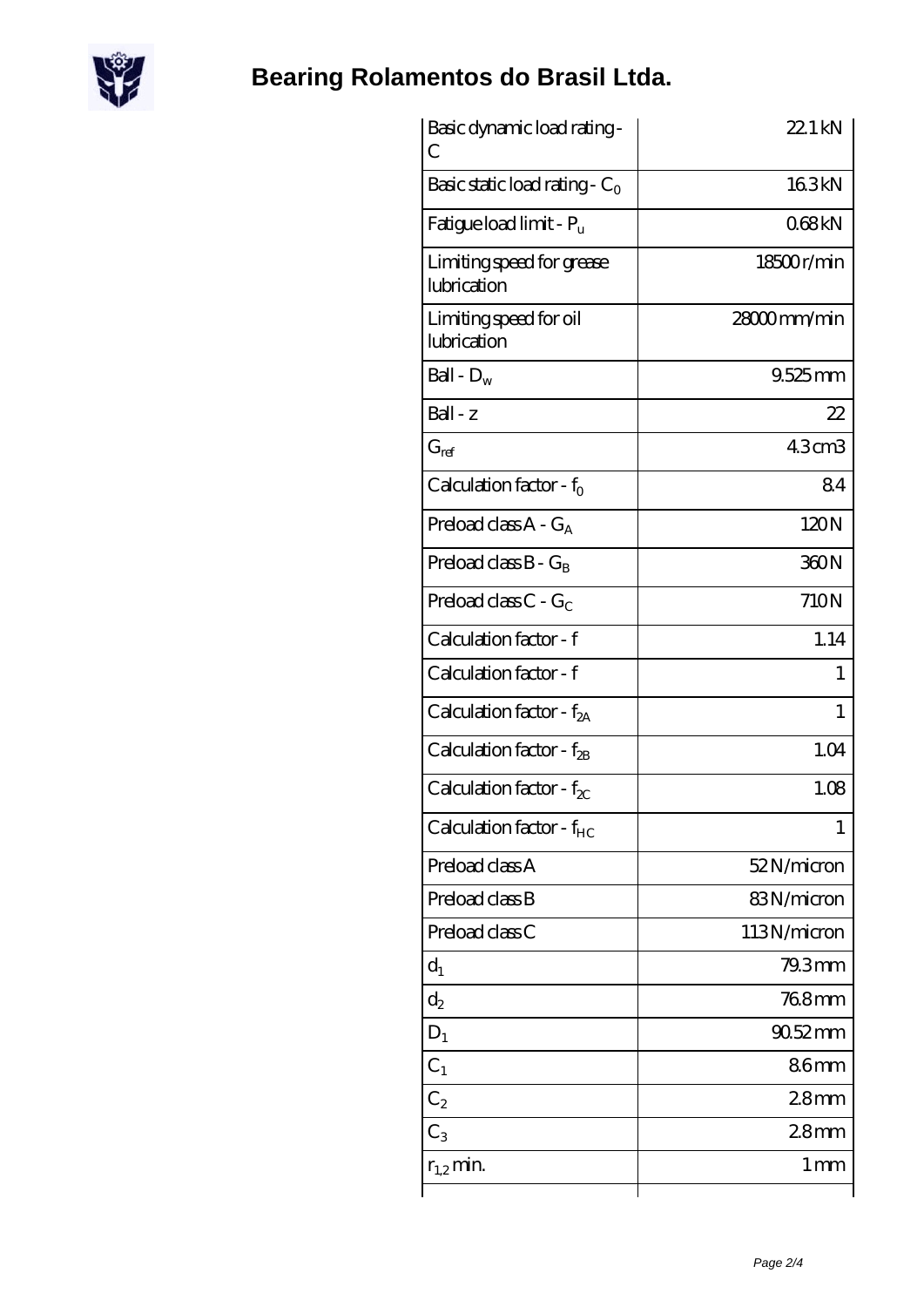| | |
|---|---|
| Basic dynamic load rating - C | 22.1 kN |
| Basic static load rating - $C_0$ | 16.3 kN |
| Fatigue load limit - $P_u$ | 0.68 kN |
| Limiting speed for grease lubrication | 18500 r/min |
| Limiting speed for oil lubrication | 28000 mm/min |
| Ball - $D_w$ | 9.525 mm |
| Ball - z | 22 |
| $G_{ref}$ | 4.3 cm3 |
| Calculation factor - $f_0$ | 8.4 |
| Preload class A - $G_A$ | 120 N |
| Preload class B - $G_B$ | 360 N |
| Preload class C - $G_C$ | 710 N |
| Calculation factor - f | 1.14 |
| Calculation factor - f | 1 |
| Calculation factor - $f_{2A}$ | 1 |
| Calculation factor - $f_{2B}$ | 1.04 |
| Calculation factor - $f_{2C}$ | 1.08 |
| Calculation factor - $f_{HC}$ | 1 |
| Preload class A | 52 N/micron |
| Preload class B | 83 N/micron |
| Preload class C | 113 N/micron |
| $d_1$ | 79.3 mm |
| $d_2$ | 76.8 mm |
| $D_1$ | 90.52 mm |
| $C_1$ | 8.6 mm |
| $C_2$ | 2.8 mm |
| $C_3$ | 2.8 mm |
| $r_{1,2}$ min. | 1 mm |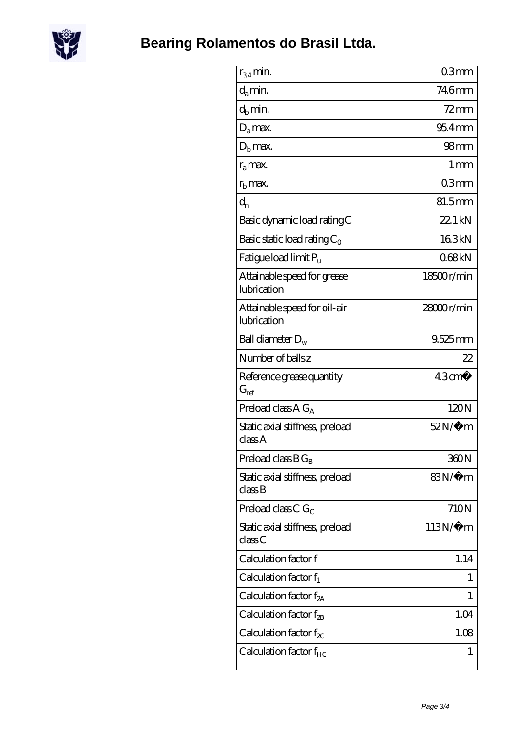| | |
|---|---|
| $r_{3,4}$ min. | 0.3 mm |
| $d_a$ min. | 74.6 mm |
| $d_b$ min. | 72 mm |
| $D_a$ max. | 95.4 mm |
| $D_b$ max. | 98 mm |
| $r_a$ max. | 1 mm |
| $r_b$ max. | 0.3 mm |
| $d_n$ | 81.5 mm |
| Basic dynamic load rating C | 22.1 kN |
| Basic static load rating $C_0$ | 16.3 kN |
| Fatigue load limit $P_u$ | 0.68 kN |
| Attainable speed for grease lubrication | 18500 r/min |
| Attainable speed for oil-air lubrication | 28000 r/min |
| Ball diameter $D_w$ | 9.525 mm |
| Number of balls z | 22 |
| Reference grease quantity $G_{ref}$ | 4.3 cm� |
| Preload class A $G_A$ | 120 N |
| Static axial stiffness, preload class A | 52 N/�m |
| Preload class B $G_B$ | 360 N |
| Static axial stiffness, preload class B | 83 N/�m |
| Preload class C $G_C$ | 710 N |
| Static axial stiffness, preload class C | 113 N/�m |
| Calculation factor f | 1.14 |
| Calculation factor $f_1$ | 1 |
| Calculation factor $f_{2A}$ | 1 |
| Calculation factor $f_{2B}$ | 1.04 |
| Calculation factor $f_{2C}$ | 1.08 |
| Calculation factor $f_{HC}$ | 1 |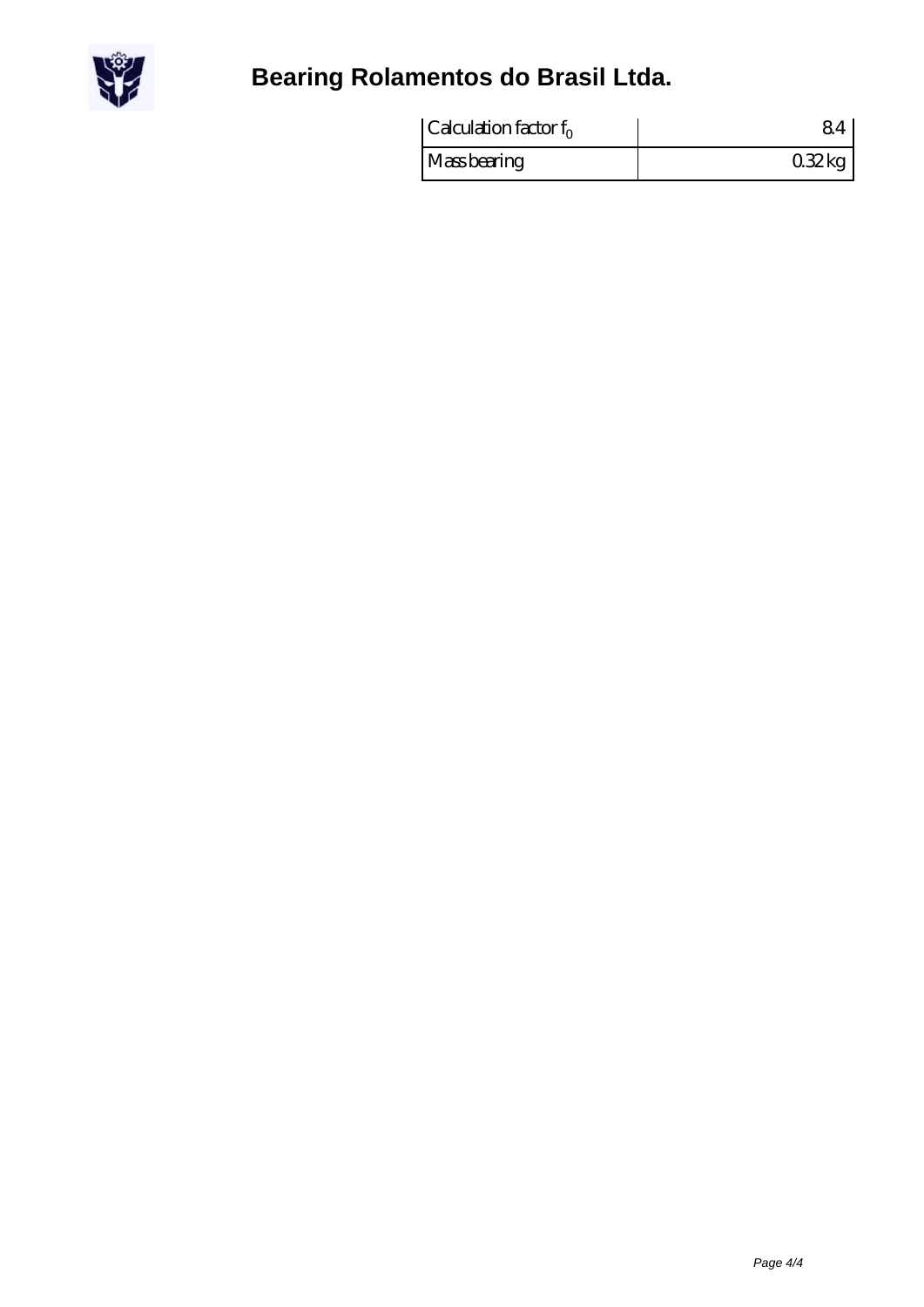| | |
|---|---|
| Calculation factor $f_0$ | 8.4 |
| Mass bearing | 0.32 kg |